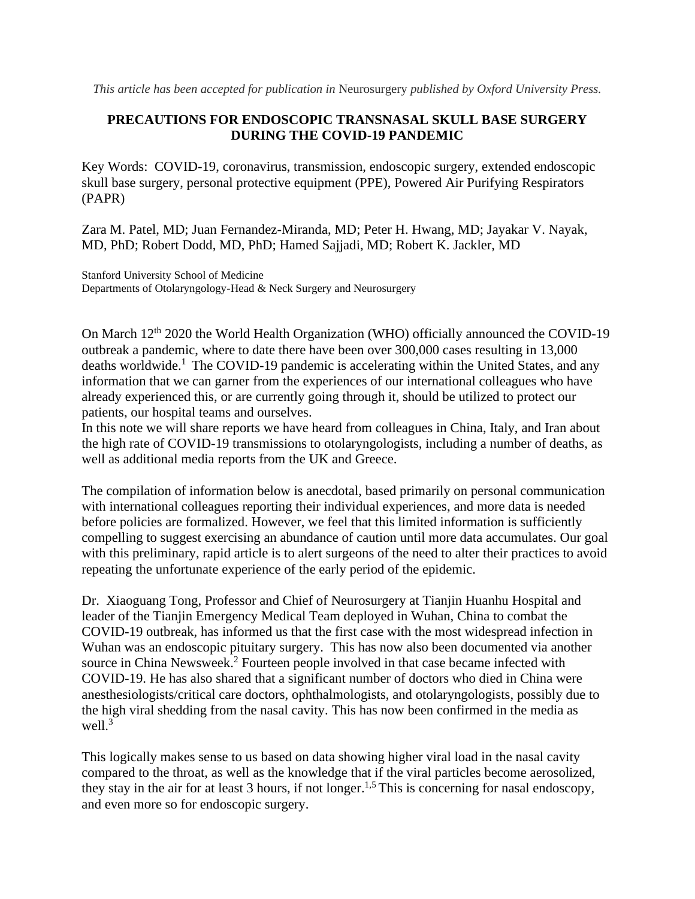*This article has been accepted for publication in* Neurosurgery *published by Oxford University Press.*

# PRECAUTIONS FOR ENDOSCOPIC TRANSNASAL SKULL BASE SURGERY DURING THE COVID-19 PANDEMIC

Key Words: COVID-19, coronavirus, transmission, endoscopic surgery, extended endoscopic skull base surgery, personal protective equipment (PPE), Powered Air Purifying Respirators (PAPR)

Zara M. Patel, MD; Juan Fernandez-Miranda, MD; Peter H. Hwang, MD; Jayakar V. Nayak, MD, PhD; Robert Dodd, MD, PhD; Hamed Sajjadi, MD; Robert K. Jackler, MD

Stanford University School of Medicine
Departments of Otolaryngology-Head & Neck Surgery and Neurosurgery

On March 12th 2020 the World Health Organization (WHO) officially announced the COVID-19 outbreak a pandemic, where to date there have been over 300,000 cases resulting in 13,000 deaths worldwide.[1] The COVID-19 pandemic is accelerating within the United States, and any information that we can garner from the experiences of our international colleagues who have already experienced this, or are currently going through it, should be utilized to protect our patients, our hospital teams and ourselves.

In this note we will share reports we have heard from colleagues in China, Italy, and Iran about the high rate of COVID-19 transmissions to otolaryngologists, including a number of deaths, as well as additional media reports from the UK and Greece.

The compilation of information below is anecdotal, based primarily on personal communication with international colleagues reporting their individual experiences, and more data is needed before policies are formalized. However, we feel that this limited information is sufficiently compelling to suggest exercising an abundance of caution until more data accumulates. Our goal with this preliminary, rapid article is to alert surgeons of the need to alter their practices to avoid repeating the unfortunate experience of the early period of the epidemic.

Dr. Xiaoguang Tong, Professor and Chief of Neurosurgery at Tianjin Huanhu Hospital and leader of the Tianjin Emergency Medical Team deployed in Wuhan, China to combat the COVID-19 outbreak, has informed us that the first case with the most widespread infection in Wuhan was an endoscopic pituitary surgery. This has now also been documented via another source in China Newsweek.[2] Fourteen people involved in that case became infected with COVID-19. He has also shared that a significant number of doctors who died in China were anesthesiologists/critical care doctors, ophthalmologists, and otolaryngologists, possibly due to the high viral shedding from the nasal cavity. This has now been confirmed in the media as well.[3]

This logically makes sense to us based on data showing higher viral load in the nasal cavity compared to the throat, as well as the knowledge that if the viral particles become aerosolized, they stay in the air for at least 3 hours, if not longer.[1,5] This is concerning for nasal endoscopy, and even more so for endoscopic surgery.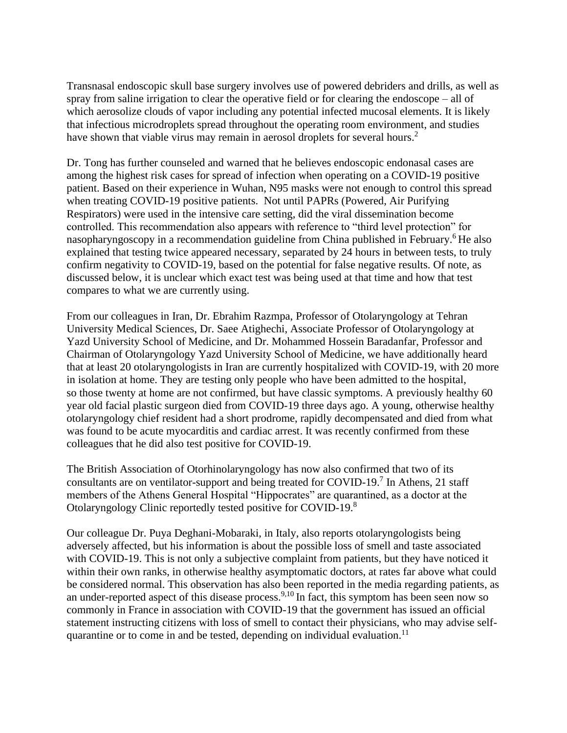Transnasal endoscopic skull base surgery involves use of powered debriders and drills, as well as spray from saline irrigation to clear the operative field or for clearing the endoscope – all of which aerosolize clouds of vapor including any potential infected mucosal elements. It is likely that infectious microdroplets spread throughout the operating room environment, and studies have shown that viable virus may remain in aerosol droplets for several hours.[2]

Dr. Tong has further counseled and warned that he believes endoscopic endonasal cases are among the highest risk cases for spread of infection when operating on a COVID-19 positive patient. Based on their experience in Wuhan, N95 masks were not enough to control this spread when treating COVID-19 positive patients. Not until PAPRs (Powered, Air Purifying Respirators) were used in the intensive care setting, did the viral dissemination become controlled. This recommendation also appears with reference to "third level protection" for nasopharyngoscopy in a recommendation guideline from China published in February.[6] He also explained that testing twice appeared necessary, separated by 24 hours in between tests, to truly confirm negativity to COVID-19, based on the potential for false negative results. Of note, as discussed below, it is unclear which exact test was being used at that time and how that test compares to what we are currently using.

From our colleagues in Iran, Dr. Ebrahim Razmpa, Professor of Otolaryngology at Tehran University Medical Sciences, Dr. Saee Atighechi, Associate Professor of Otolaryngology at Yazd University School of Medicine, and Dr. Mohammed Hossein Baradanfar, Professor and Chairman of Otolaryngology Yazd University School of Medicine, we have additionally heard that at least 20 otolaryngologists in Iran are currently hospitalized with COVID-19, with 20 more in isolation at home. They are testing only people who have been admitted to the hospital, so those twenty at home are not confirmed, but have classic symptoms. A previously healthy 60 year old facial plastic surgeon died from COVID-19 three days ago. A young, otherwise healthy otolaryngology chief resident had a short prodrome, rapidly decompensated and died from what was found to be acute myocarditis and cardiac arrest. It was recently confirmed from these colleagues that he did also test positive for COVID-19.

The British Association of Otorhinolaryngology has now also confirmed that two of its consultants are on ventilator-support and being treated for COVID-19.[7] In Athens, 21 staff members of the Athens General Hospital "Hippocrates" are quarantined, as a doctor at the Otolaryngology Clinic reportedly tested positive for COVID-19.[8]

Our colleague Dr. Puya Deghani-Mobaraki, in Italy, also reports otolaryngologists being adversely affected, but his information is about the possible loss of smell and taste associated with COVID-19. This is not only a subjective complaint from patients, but they have noticed it within their own ranks, in otherwise healthy asymptomatic doctors, at rates far above what could be considered normal. This observation has also been reported in the media regarding patients, as an under-reported aspect of this disease process.[9,10] In fact, this symptom has been seen now so commonly in France in association with COVID-19 that the government has issued an official statement instructing citizens with loss of smell to contact their physicians, who may advise self-quarantine or to come in and be tested, depending on individual evaluation.[11]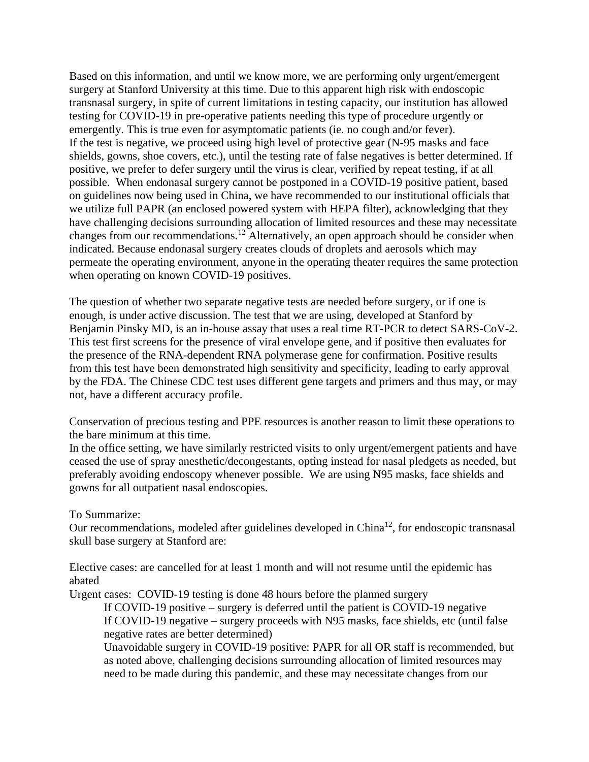Based on this information, and until we know more, we are performing only urgent/emergent surgery at Stanford University at this time. Due to this apparent high risk with endoscopic transnasal surgery, in spite of current limitations in testing capacity, our institution has allowed testing for COVID-19 in pre-operative patients needing this type of procedure urgently or emergently. This is true even for asymptomatic patients (ie. no cough and/or fever).
If the test is negative, we proceed using high level of protective gear (N-95 masks and face shields, gowns, shoe covers, etc.), until the testing rate of false negatives is better determined. If positive, we prefer to defer surgery until the virus is clear, verified by repeat testing, if at all possible. When endonasal surgery cannot be postponed in a COVID-19 positive patient, based on guidelines now being used in China, we have recommended to our institutional officials that we utilize full PAPR (an enclosed powered system with HEPA filter), acknowledging that they have challenging decisions surrounding allocation of limited resources and these may necessitate changes from our recommendations.[12] Alternatively, an open approach should be consider when indicated. Because endonasal surgery creates clouds of droplets and aerosols which may permeate the operating environment, anyone in the operating theater requires the same protection when operating on known COVID-19 positives.

The question of whether two separate negative tests are needed before surgery, or if one is enough, is under active discussion. The test that we are using, developed at Stanford by Benjamin Pinsky MD, is an in-house assay that uses a real time RT-PCR to detect SARS-CoV-2. This test first screens for the presence of viral envelope gene, and if positive then evaluates for the presence of the RNA-dependent RNA polymerase gene for confirmation. Positive results from this test have been demonstrated high sensitivity and specificity, leading to early approval by the FDA. The Chinese CDC test uses different gene targets and primers and thus may, or may not, have a different accuracy profile.

Conservation of precious testing and PPE resources is another reason to limit these operations to the bare minimum at this time.
In the office setting, we have similarly restricted visits to only urgent/emergent patients and have ceased the use of spray anesthetic/decongestants, opting instead for nasal pledgets as needed, but preferably avoiding endoscopy whenever possible. We are using N95 masks, face shields and gowns for all outpatient nasal endoscopies.

To Summarize:
Our recommendations, modeled after guidelines developed in China[12], for endoscopic transnasal skull base surgery at Stanford are:

Elective cases: are cancelled for at least 1 month and will not resume until the epidemic has abated
Urgent cases: COVID-19 testing is done 48 hours before the planned surgery

- If COVID-19 positive – surgery is deferred until the patient is COVID-19 negative
- If COVID-19 negative – surgery proceeds with N95 masks, face shields, etc (until false negative rates are better determined)
- Unavoidable surgery in COVID-19 positive: PAPR for all OR staff is recommended, but as noted above, challenging decisions surrounding allocation of limited resources may need to be made during this pandemic, and these may necessitate changes from our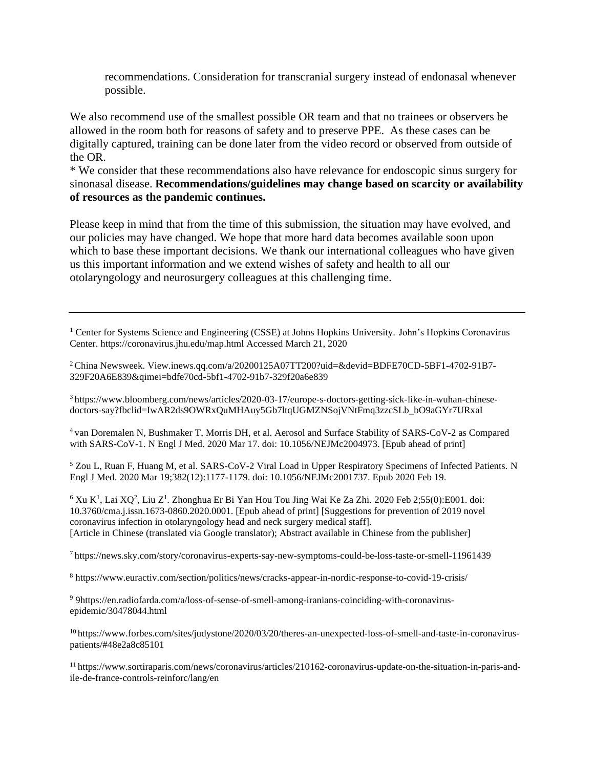recommendations. Consideration for transcranial surgery instead of endonasal whenever possible.

We also recommend use of the smallest possible OR team and that no trainees or observers be allowed in the room both for reasons of safety and to preserve PPE. As these cases can be digitally captured, training can be done later from the video record or observed from outside of the OR.

* We consider that these recommendations also have relevance for endoscopic sinus surgery for sinonasal disease. **Recommendations/guidelines may change based on scarcity or availability of resources as the pandemic continues.**

Please keep in mind that from the time of this submission, the situation may have evolved, and our policies may have changed. We hope that more hard data becomes available soon upon which to base these important decisions. We thank our international colleagues who have given us this important information and we extend wishes of safety and health to all our otolaryngology and neurosurgery colleagues at this challenging time.

---

[1] Center for Systems Science and Engineering (CSSE) at Johns Hopkins University. John's Hopkins Coronavirus Center. https://coronavirus.jhu.edu/map.html Accessed March 21, 2020

[2] China Newsweek. View.inews.qq.com/a/20200125A07TT200?uid=&devid=BDFE70CD-5BF1-4702-91B7-329F20A6E839&qimei=bdfe70cd-5bf1-4702-91b7-329f20a6e839

[3] https://www.bloomberg.com/news/articles/2020-03-17/europe-s-doctors-getting-sick-like-in-wuhan-chinese-doctors-say?fbclid=IwAR2ds9OWRxQuMHAuy5Gb7ltqUGMZNSojVNtFmq3zzcSLb_bO9aGYr7URxaI

[4] van Doremalen N, Bushmaker T, Morris DH, et al. Aerosol and Surface Stability of SARS-CoV-2 as Compared with SARS-CoV-1. N Engl J Med. 2020 Mar 17. doi: 10.1056/NEJMc2004973. [Epub ahead of print]

[5] Zou L, Ruan F, Huang M, et al. SARS-CoV-2 Viral Load in Upper Respiratory Specimens of Infected Patients. N Engl J Med. 2020 Mar 19;382(12):1177-1179. doi: 10.1056/NEJMc2001737. Epub 2020 Feb 19.

[6] Xu K[1], Lai XQ[2], Liu Z[1]. Zhonghua Er Bi Yan Hou Tou Jing Wai Ke Za Zhi. 2020 Feb 2;55(0):E001. doi: 10.3760/cma.j.issn.1673-0860.2020.0001. [Epub ahead of print] [Suggestions for prevention of 2019 novel coronavirus infection in otolaryngology head and neck surgery medical staff].
[Article in Chinese (translated via Google translator); Abstract available in Chinese from the publisher]

[7] https://news.sky.com/story/coronavirus-experts-say-new-symptoms-could-be-loss-taste-or-smell-11961439

[8] https://www.euractiv.com/section/politics/news/cracks-appear-in-nordic-response-to-covid-19-crisis/

[9] 9https://en.radiofarda.com/a/loss-of-sense-of-smell-among-iranians-coinciding-with-coronavirus-epidemic/30478044.html

[10] https://www.forbes.com/sites/judystone/2020/03/20/theres-an-unexpected-loss-of-smell-and-taste-in-coronavirus-patients/#48e2a8c85101

[11] https://www.sortiraparis.com/news/coronavirus/articles/210162-coronavirus-update-on-the-situation-in-paris-and-ile-de-france-controls-reinforc/lang/en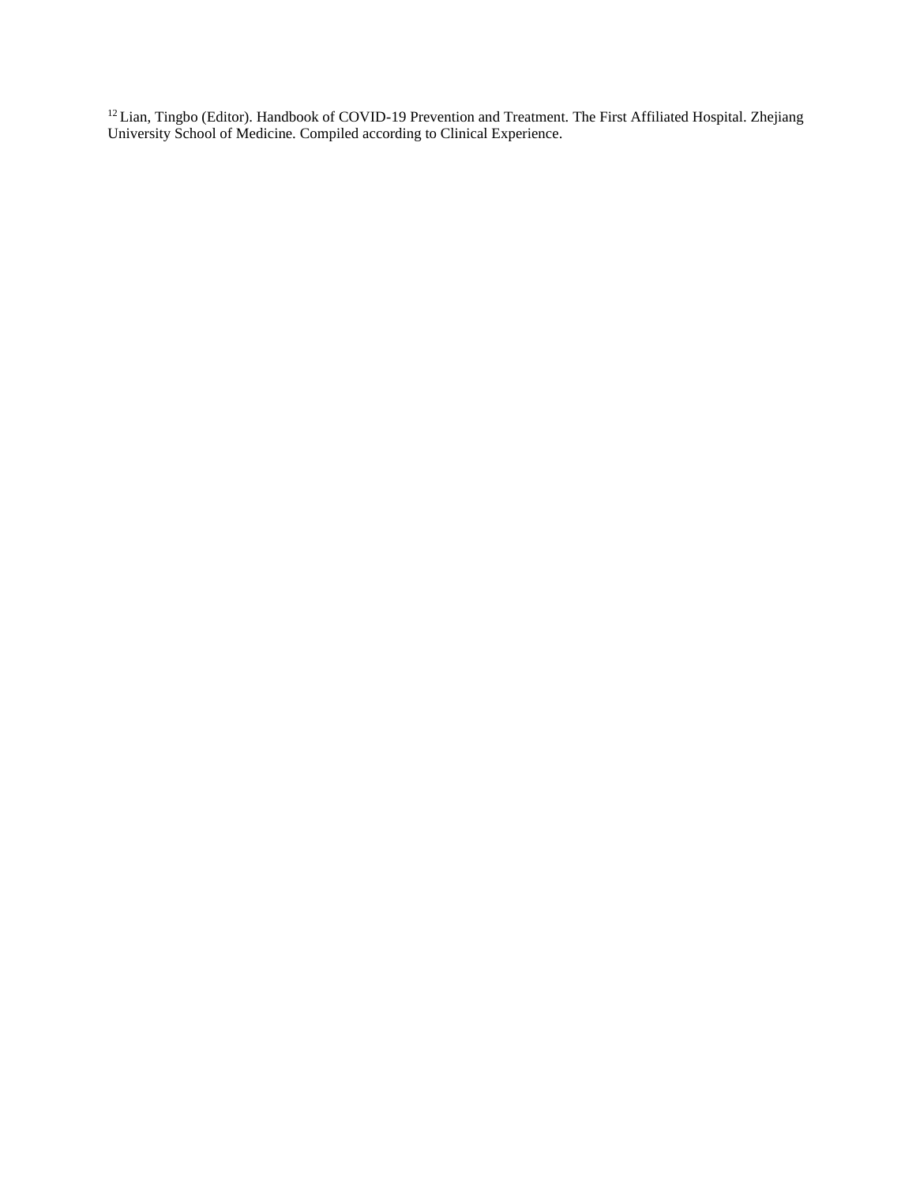[12] Lian, Tingbo (Editor). Handbook of COVID-19 Prevention and Treatment. The First Affiliated Hospital. Zhejiang University School of Medicine. Compiled according to Clinical Experience.